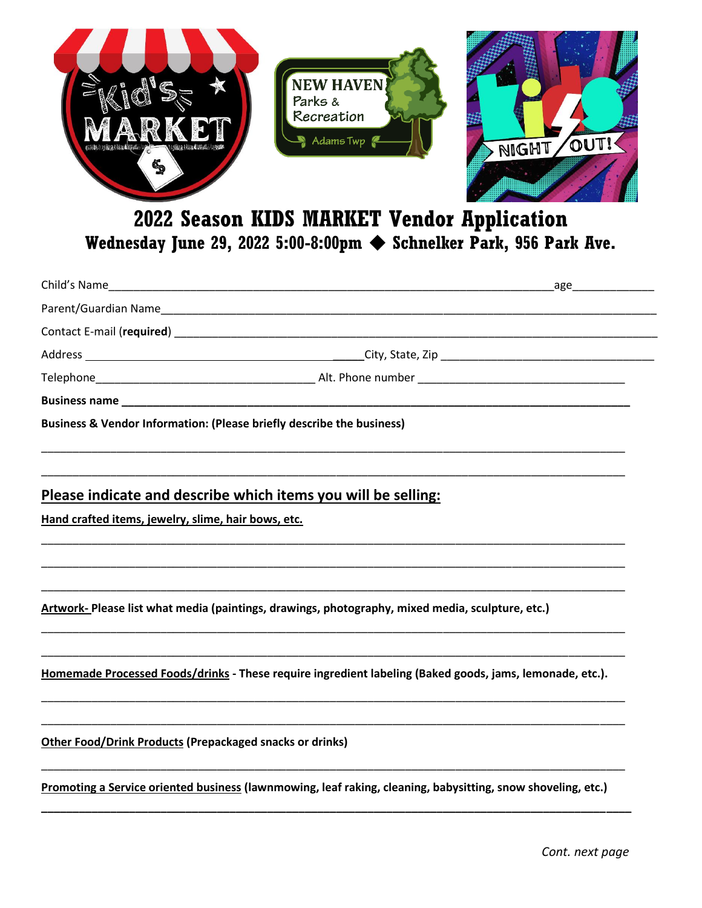# 2022 Season KIDS MARKET Vendor Application

**Wednesday June 29, 2022 5:00-8:00pm ◆ Schnelker Park, 956 Park Ave.**

Child's Name_______________________________________________ age__________

Parent/Guardian Name_______________________________________________

Contact E-mail (**required**) _______________________________________________

Address _______________________ City, State, Zip _______________________

Telephone_______________________ Alt. Phone number _______________________

**Business name** _______________________________________________

**Business & Vendor Information: (Please briefly describe the business)**

_______________________________________________

_______________________________________________

## Please indicate and describe which items you will be selling:

**Hand crafted items, jewelry, slime, hair bows, etc.**

_______________________________________________

_______________________________________________

_______________________________________________

**Artwork-** **Please list what media (paintings, drawings, photography, mixed media, sculpture, etc.)**

_______________________________________________

_______________________________________________

**Homemade Processed Foods/drinks** **- These require ingredient labeling (Baked goods, jams, lemonade, etc.).**

_______________________________________________

_______________________________________________

**Other Food/Drink Products** **(Prepackaged snacks or drinks)**

_______________________________________________

**Promoting a Service oriented business** **(lawnmowing, leaf raking, cleaning, babysitting, snow shoveling, etc.)**

_______________________________________________

*Cont. next page*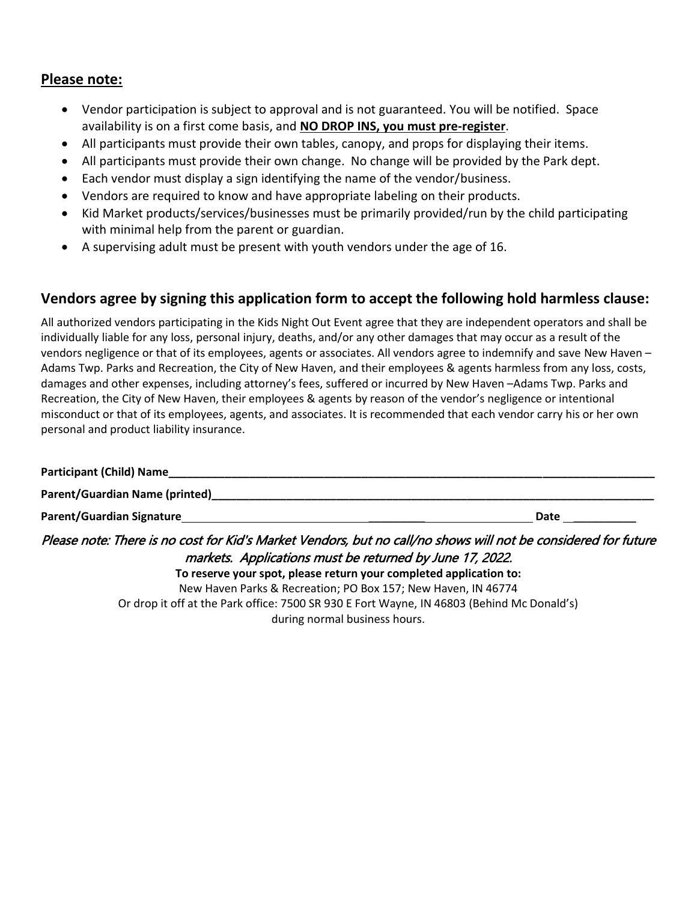## <u>Please note:</u>

- Vendor participation is subject to approval and is not guaranteed. You will be notified. Space availability is on a first come basis, and **<u>NO DROP INS, you must pre-register</u>**.
- All participants must provide their own tables, canopy, and props for displaying their items.
- All participants must provide their own change. No change will be provided by the Park dept.
- Each vendor must display a sign identifying the name of the vendor/business.
- Vendors are required to know and have appropriate labeling on their products.
- Kid Market products/services/businesses must be primarily provided/run by the child participating with minimal help from the parent or guardian.
- A supervising adult must be present with youth vendors under the age of 16.

## Vendors agree by signing this application form to accept the following hold harmless clause:

All authorized vendors participating in the Kids Night Out Event agree that they are independent operators and shall be individually liable for any loss, personal injury, deaths, and/or any other damages that may occur as a result of the vendors negligence or that of its employees, agents or associates. All vendors agree to indemnify and save New Haven – Adams Twp. Parks and Recreation, the City of New Haven, and their employees & agents harmless from any loss, costs, damages and other expenses, including attorney's fees, suffered or incurred by New Haven –Adams Twp. Parks and Recreation, the City of New Haven, their employees & agents by reason of the vendor's negligence or intentional misconduct or that of its employees, agents, and associates. It is recommended that each vendor carry his or her own personal and product liability insurance.

**Participant (Child) Name**_______________________________________________

**Parent/Guardian Name (printed)**_______________________________________________

**Parent/Guardian Signature**_______________________________________________ **Date** ___________

*Please note: There is no cost for Kid's Market Vendors, but no call/no shows will not be considered for future markets. Applications must be returned by June 17, 2022.*

**To reserve your spot, please return your completed application to:**

New Haven Parks & Recreation; PO Box 157; New Haven, IN 46774

Or drop it off at the Park office: 7500 SR 930 E Fort Wayne, IN 46803 (Behind Mc Donald's) during normal business hours.